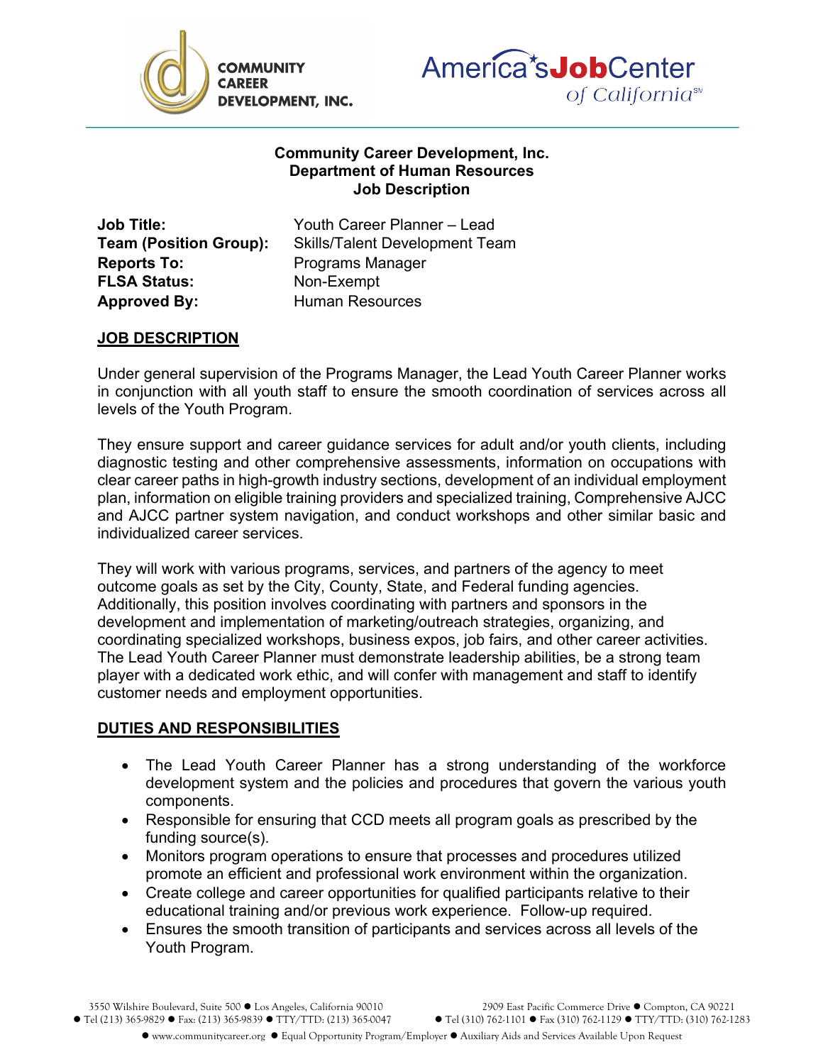**Community Career Development, Inc.**
**Department of Human Resources**
**Job Description**

| | |
|---|---|
| **Job Title:** | Youth Career Planner – Lead |
| **Team (Position Group):** | Skills/Talent Development Team |
| **Reports To:** | Programs Manager |
| **FLSA Status:** | Non-Exempt |
| **Approved By:** | Human Resources |

## JOB DESCRIPTION

Under general supervision of the Programs Manager, the Lead Youth Career Planner works in conjunction with all youth staff to ensure the smooth coordination of services across all levels of the Youth Program.

They ensure support and career guidance services for adult and/or youth clients, including diagnostic testing and other comprehensive assessments, information on occupations with clear career paths in high-growth industry sections, development of an individual employment plan, information on eligible training providers and specialized training, Comprehensive AJCC and AJCC partner system navigation, and conduct workshops and other similar basic and individualized career services.

They will work with various programs, services, and partners of the agency to meet outcome goals as set by the City, County, State, and Federal funding agencies. Additionally, this position involves coordinating with partners and sponsors in the development and implementation of marketing/outreach strategies, organizing, and coordinating specialized workshops, business expos, job fairs, and other career activities. The Lead Youth Career Planner must demonstrate leadership abilities, be a strong team player with a dedicated work ethic, and will confer with management and staff to identify customer needs and employment opportunities.

## DUTIES AND RESPONSIBILITIES

- The Lead Youth Career Planner has a strong understanding of the workforce development system and the policies and procedures that govern the various youth components.
- Responsible for ensuring that CCD meets all program goals as prescribed by the funding source(s).
- Monitors program operations to ensure that processes and procedures utilized promote an efficient and professional work environment within the organization.
- Create college and career opportunities for qualified participants relative to their educational training and/or previous work experience. Follow-up required.
- Ensures the smooth transition of participants and services across all levels of the Youth Program.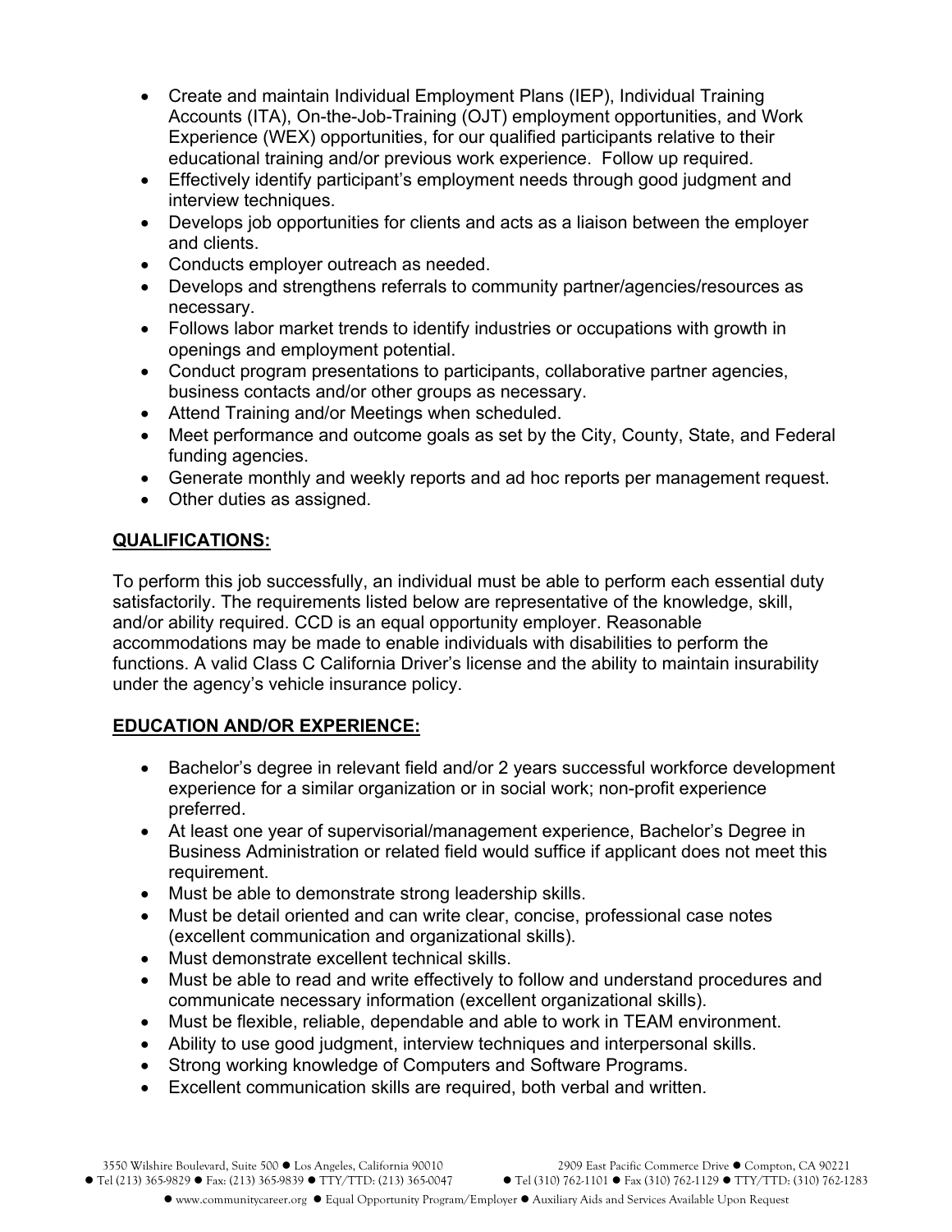- Create and maintain Individual Employment Plans (IEP), Individual Training Accounts (ITA), On-the-Job-Training (OJT) employment opportunities, and Work Experience (WEX) opportunities, for our qualified participants relative to their educational training and/or previous work experience. Follow up required.
- Effectively identify participant's employment needs through good judgment and interview techniques.
- Develops job opportunities for clients and acts as a liaison between the employer and clients.
- Conducts employer outreach as needed.
- Develops and strengthens referrals to community partner/agencies/resources as necessary.
- Follows labor market trends to identify industries or occupations with growth in openings and employment potential.
- Conduct program presentations to participants, collaborative partner agencies, business contacts and/or other groups as necessary.
- Attend Training and/or Meetings when scheduled.
- Meet performance and outcome goals as set by the City, County, State, and Federal funding agencies.
- Generate monthly and weekly reports and ad hoc reports per management request.
- Other duties as assigned.

## QUALIFICATIONS:

To perform this job successfully, an individual must be able to perform each essential duty satisfactorily. The requirements listed below are representative of the knowledge, skill, and/or ability required. CCD is an equal opportunity employer. Reasonable accommodations may be made to enable individuals with disabilities to perform the functions. A valid Class C California Driver's license and the ability to maintain insurability under the agency's vehicle insurance policy.

## EDUCATION AND/OR EXPERIENCE:

- Bachelor's degree in relevant field and/or 2 years successful workforce development experience for a similar organization or in social work; non-profit experience preferred.
- At least one year of supervisorial/management experience, Bachelor's Degree in Business Administration or related field would suffice if applicant does not meet this requirement.
- Must be able to demonstrate strong leadership skills.
- Must be detail oriented and can write clear, concise, professional case notes (excellent communication and organizational skills).
- Must demonstrate excellent technical skills.
- Must be able to read and write effectively to follow and understand procedures and communicate necessary information (excellent organizational skills).
- Must be flexible, reliable, dependable and able to work in TEAM environment.
- Ability to use good judgment, interview techniques and interpersonal skills.
- Strong working knowledge of Computers and Software Programs.
- Excellent communication skills are required, both verbal and written.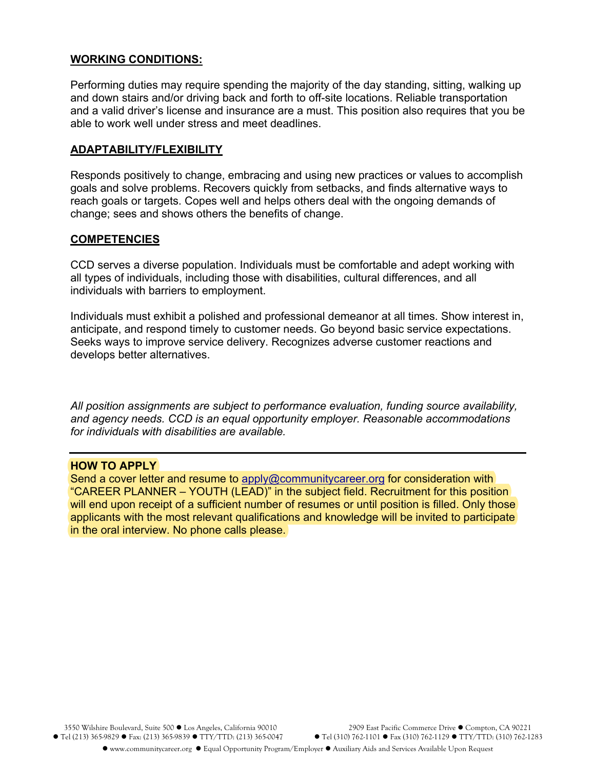## WORKING CONDITIONS:

Performing duties may require spending the majority of the day standing, sitting, walking up and down stairs and/or driving back and forth to off-site locations. Reliable transportation and a valid driver's license and insurance are a must. This position also requires that you be able to work well under stress and meet deadlines.

## ADAPTABILITY/FLEXIBILITY

Responds positively to change, embracing and using new practices or values to accomplish goals and solve problems. Recovers quickly from setbacks, and finds alternative ways to reach goals or targets. Copes well and helps others deal with the ongoing demands of change; sees and shows others the benefits of change.

## COMPETENCIES

CCD serves a diverse population. Individuals must be comfortable and adept working with all types of individuals, including those with disabilities, cultural differences, and all individuals with barriers to employment.

Individuals must exhibit a polished and professional demeanor at all times. Show interest in, anticipate, and respond timely to customer needs. Go beyond basic service expectations. Seeks ways to improve service delivery. Recognizes adverse customer reactions and develops better alternatives.

*All position assignments are subject to performance evaluation, funding source availability, and agency needs. CCD is an equal opportunity employer. Reasonable accommodations for individuals with disabilities are available.*

---

**HOW TO APPLY**

Send a cover letter and resume to apply@communitycareer.org for consideration with "CAREER PLANNER – YOUTH (LEAD)" in the subject field. Recruitment for this position will end upon receipt of a sufficient number of resumes or until position is filled. Only those applicants with the most relevant qualifications and knowledge will be invited to participate in the oral interview. No phone calls please.

3550 Wilshire Boulevard, Suite 500 ● Los Angeles, California 90010 ● Tel (213) 365-9829 ● Fax: (213) 365-9839 ● TTY/TTD: (213) 365-0047

2909 East Pacific Commerce Drive ● Compton, CA 90221 ● Tel (310) 762-1101 ● Fax (310) 762-1129 ● TTY/TTD: (310) 762-1283

● www.communitycareer.org ● Equal Opportunity Program/Employer ● Auxiliary Aids and Services Available Upon Request